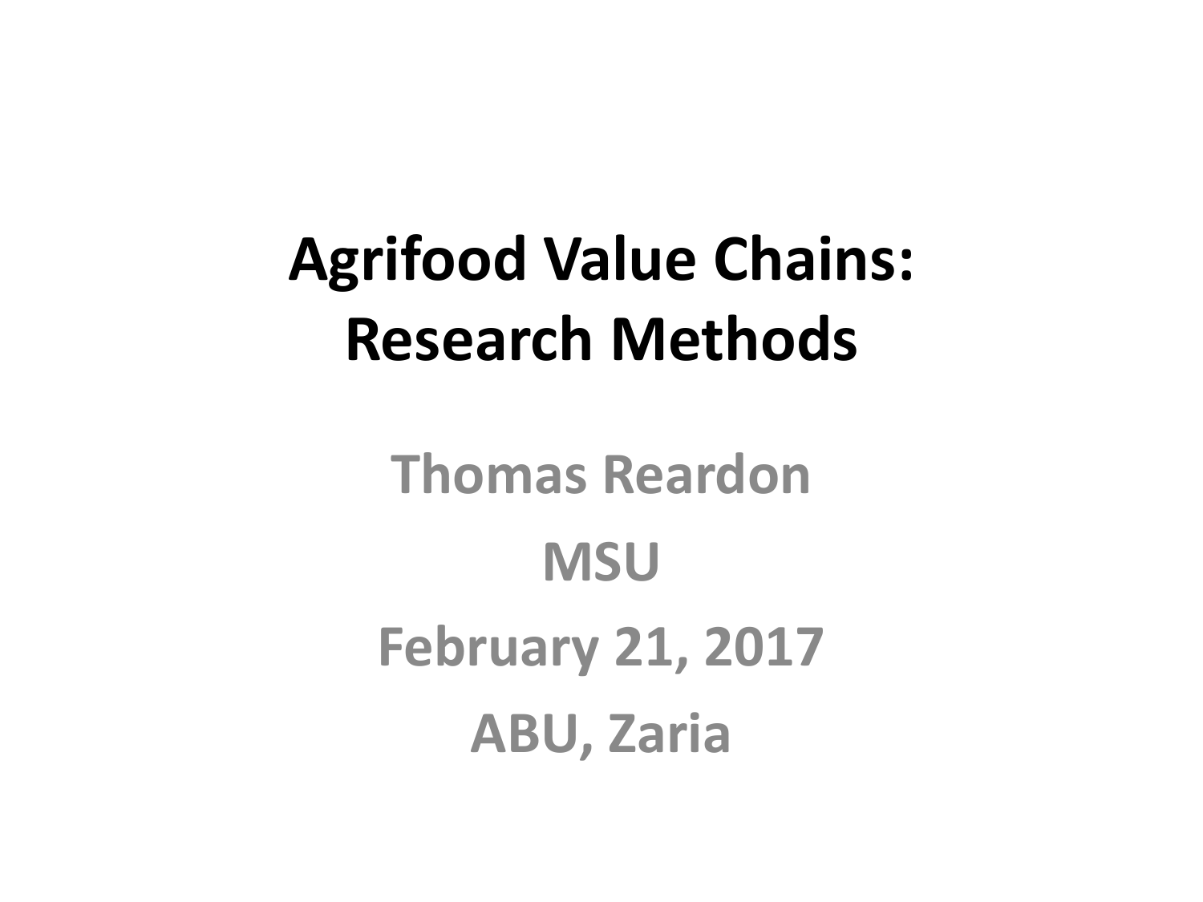# Agrifood Value Chains: Research Methods

Thomas Reardon

MSU

February 21, 2017

ABU, Zaria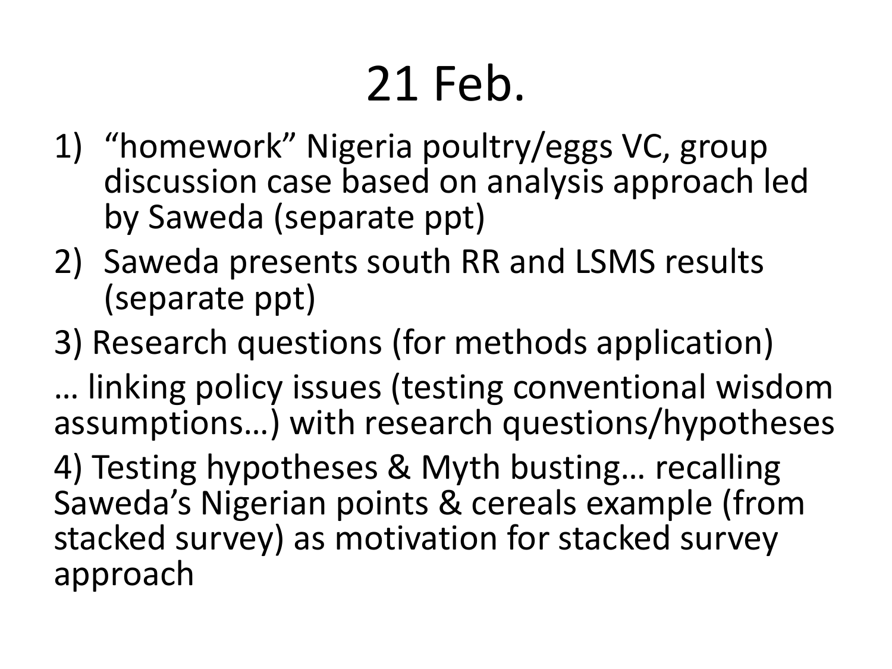# 21 Feb.

1) "homework" Nigeria poultry/eggs VC, group discussion case based on analysis approach led by Saweda (separate ppt)
2) Saweda presents south RR and LSMS results (separate ppt)

3) Research questions (for methods application)

… linking policy issues (testing conventional wisdom assumptions…) with research questions/hypotheses

4) Testing hypotheses & Myth busting… recalling Saweda's Nigerian points & cereals example (from stacked survey) as motivation for stacked survey approach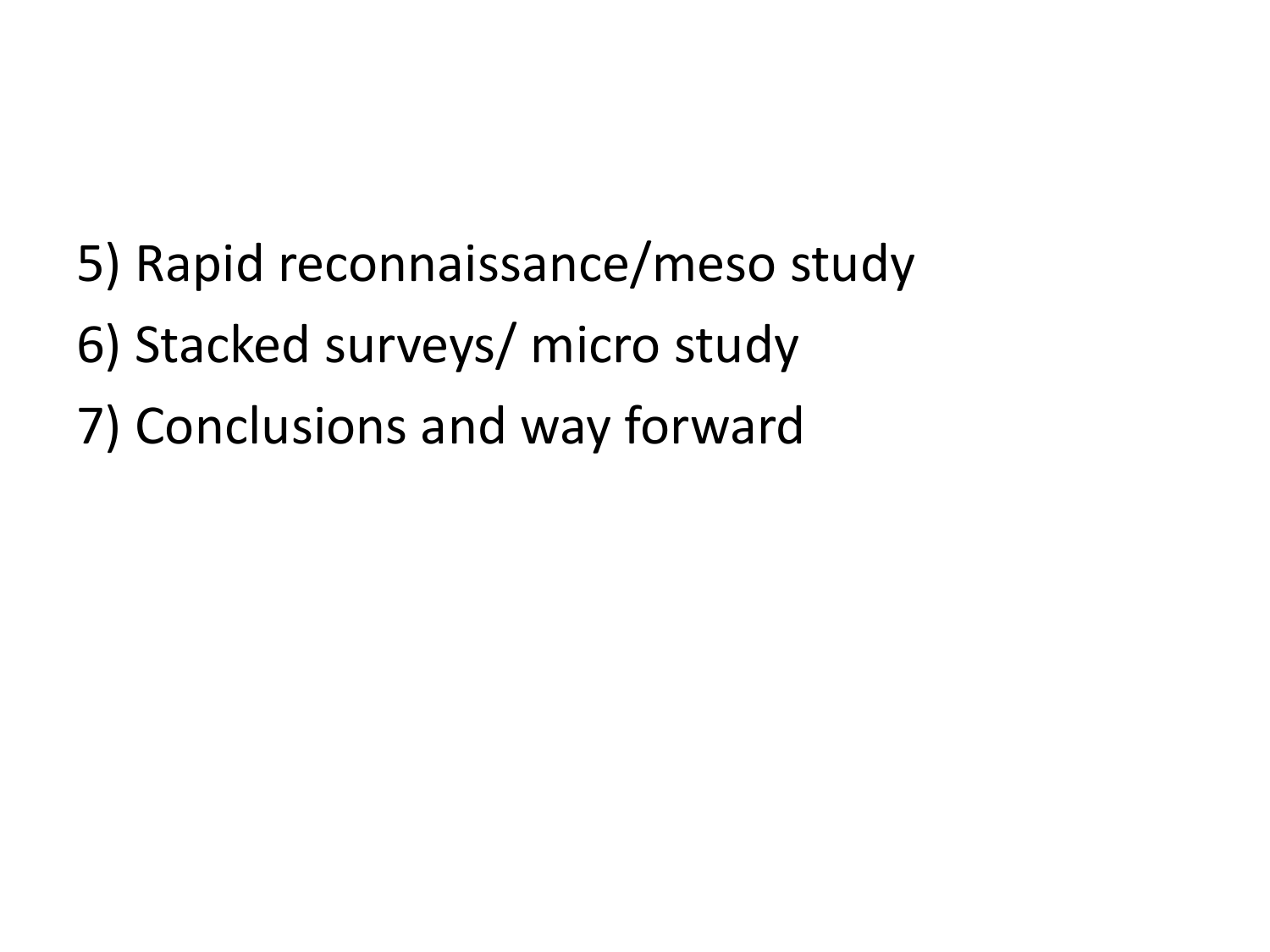5) Rapid reconnaissance/meso study
6) Stacked surveys/ micro study
7) Conclusions and way forward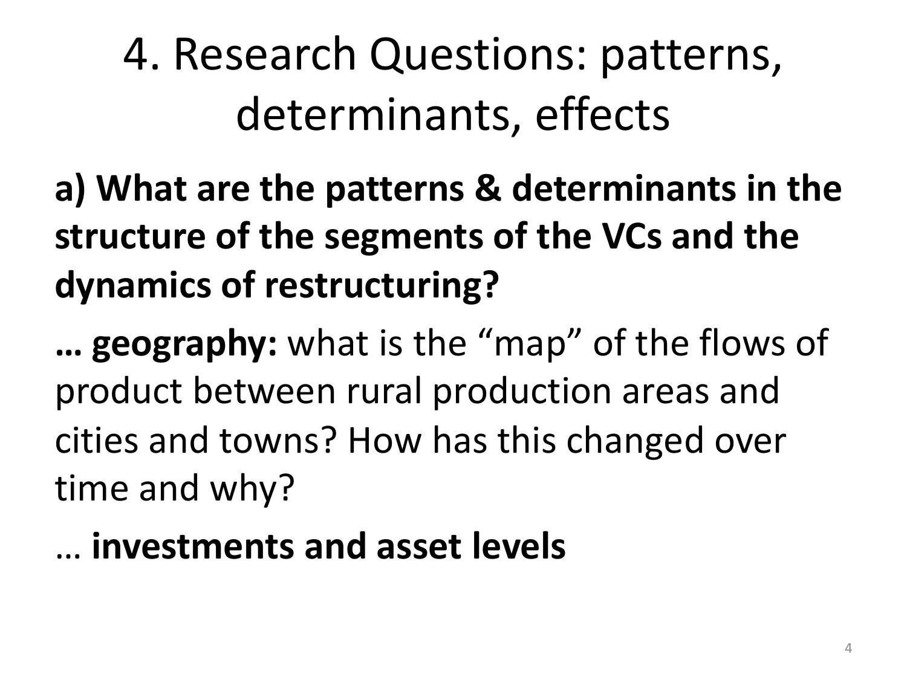# 4. Research Questions: patterns, determinants, effects

**a) What are the patterns & determinants in the structure of the segments of the VCs and the dynamics of restructuring?**

**… geography:** what is the "map" of the flows of product between rural production areas and cities and towns? How has this changed over time and why?

… **investments and asset levels**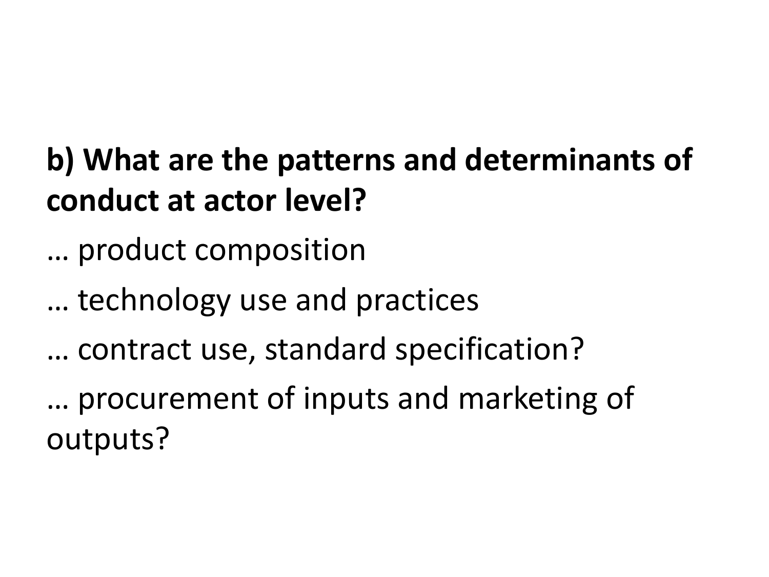**b) What are the patterns and determinants of conduct at actor level?**

… product composition

… technology use and practices

… contract use, standard specification?

… procurement of inputs and marketing of outputs?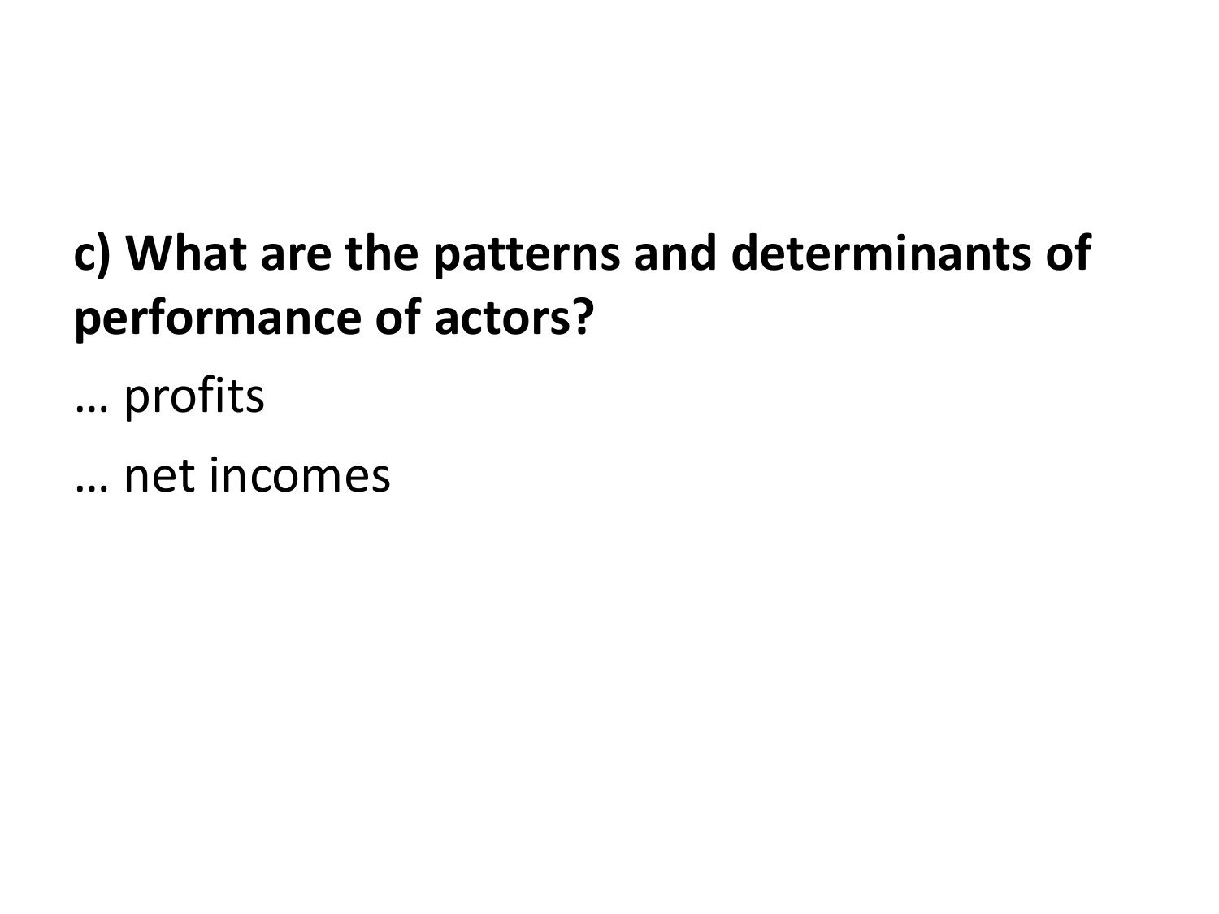**c) What are the patterns and determinants of performance of actors?**

… profits

… net incomes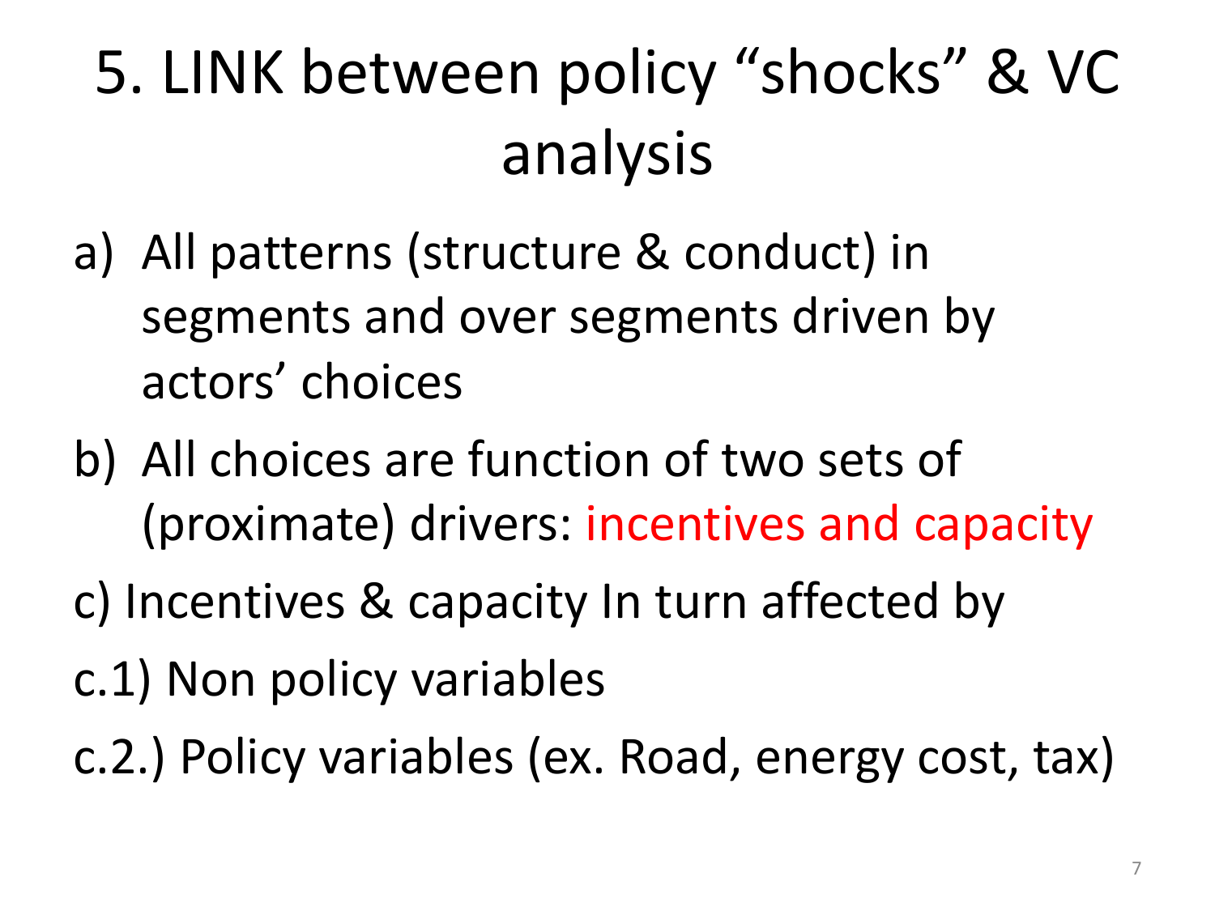# 5. LINK between policy "shocks" & VC analysis

a) All patterns (structure & conduct) in segments and over segments driven by actors' choices

b) All choices are function of two sets of (proximate) drivers: incentives and capacity

c) Incentives & capacity In turn affected by

c.1) Non policy variables

c.2.) Policy variables (ex. Road, energy cost, tax)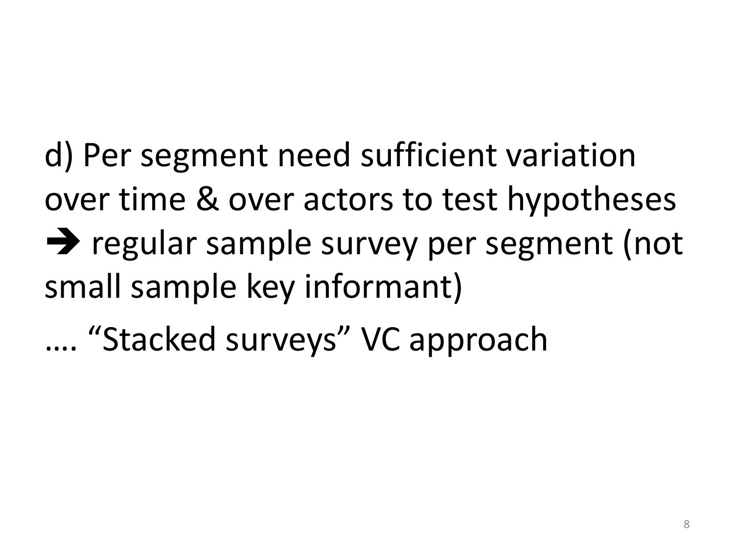d) Per segment need sufficient variation over time & over actors to test hypotheses ➔ regular sample survey per segment (not small sample key informant)

…. “Stacked surveys” VC approach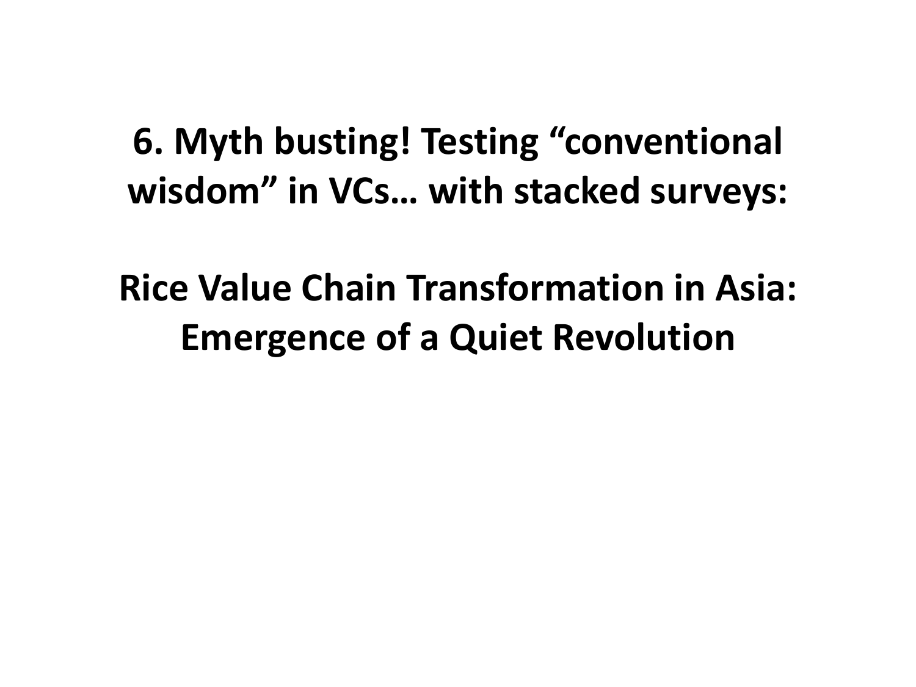# 6. Myth busting! Testing “conventional wisdom” in VCs… with stacked surveys:

# Rice Value Chain Transformation in Asia: Emergence of a Quiet Revolution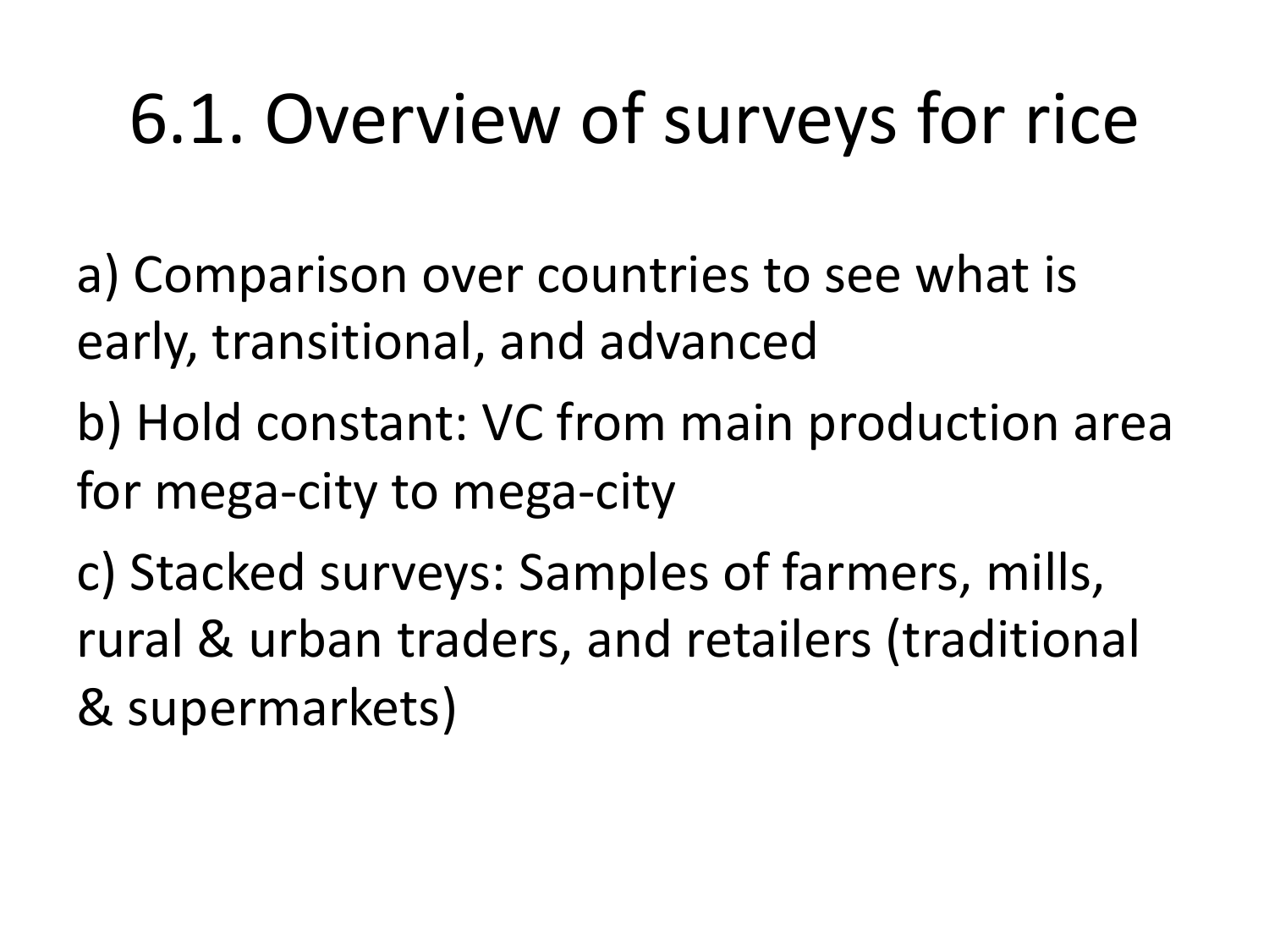# 6.1. Overview of surveys for rice

a) Comparison over countries to see what is early, transitional, and advanced

b) Hold constant: VC from main production area for mega-city to mega-city

c) Stacked surveys: Samples of farmers, mills, rural & urban traders, and retailers (traditional & supermarkets)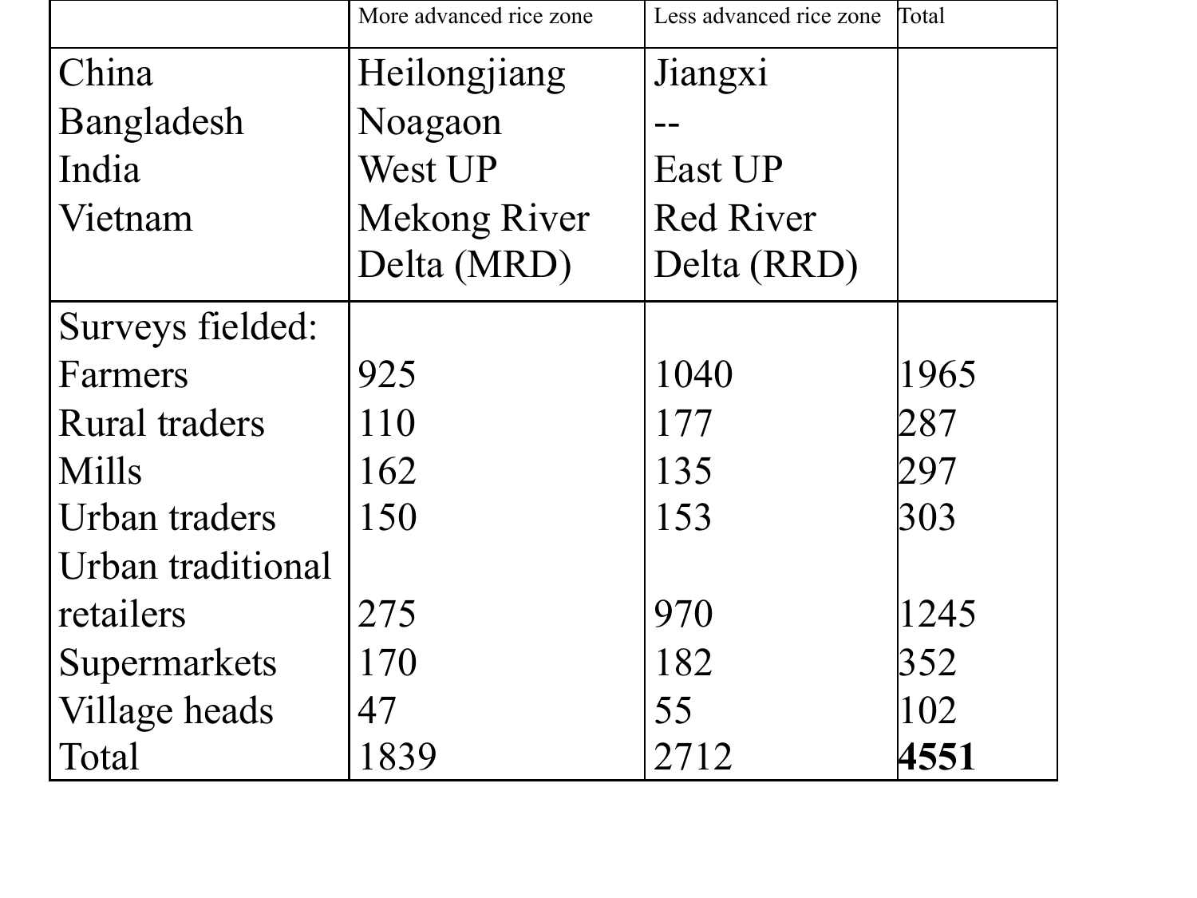| | More advanced rice zone | Less advanced rice zone | Total |
|---|---|---|---|
| China | Heilongjiang | Jiangxi | |
| Bangladesh | Noagaon | -- | |
| India | West UP | East UP | |
| Vietnam | Mekong River Delta (MRD) | Red River Delta (RRD) | |
| Surveys fielded: | | | |
| Farmers | 925 | 1040 | 1965 |
| Rural traders | 110 | 177 | 287 |
| Mills | 162 | 135 | 297 |
| Urban traders | 150 | 153 | 303 |
| Urban traditional retailers | 275 | 970 | 1245 |
| Supermarkets | 170 | 182 | 352 |
| Village heads | 47 | 55 | 102 |
| Total | 1839 | 2712 | **4551** |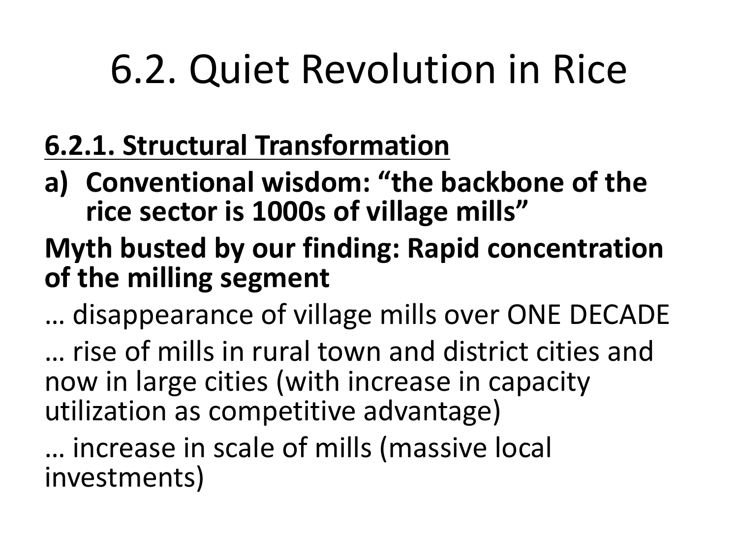# 6.2. Quiet Revolution in Rice

## 6.2.1. Structural Transformation

**a) Conventional wisdom: "the backbone of the rice sector is 1000s of village mills"**

**Myth busted by our finding: Rapid concentration of the milling segment**

… disappearance of village mills over ONE DECADE

… rise of mills in rural town and district cities and now in large cities (with increase in capacity utilization as competitive advantage)

… increase in scale of mills (massive local investments)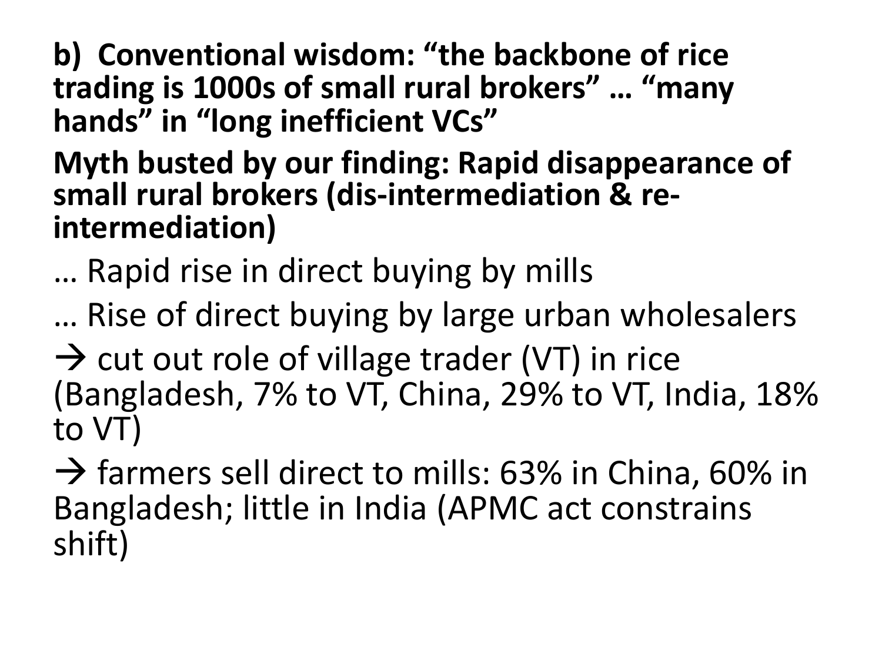**b) Conventional wisdom: “the backbone of rice trading is 1000s of small rural brokers” … “many hands” in “long inefficient VCs”**

**Myth busted by our finding: Rapid disappearance of small rural brokers (dis-intermediation & re-intermediation)**

… Rapid rise in direct buying by mills

… Rise of direct buying by large urban wholesalers

→ cut out role of village trader (VT) in rice (Bangladesh, 7% to VT, China, 29% to VT, India, 18% to VT)

→ farmers sell direct to mills: 63% in China, 60% in Bangladesh; little in India (APMC act constrains shift)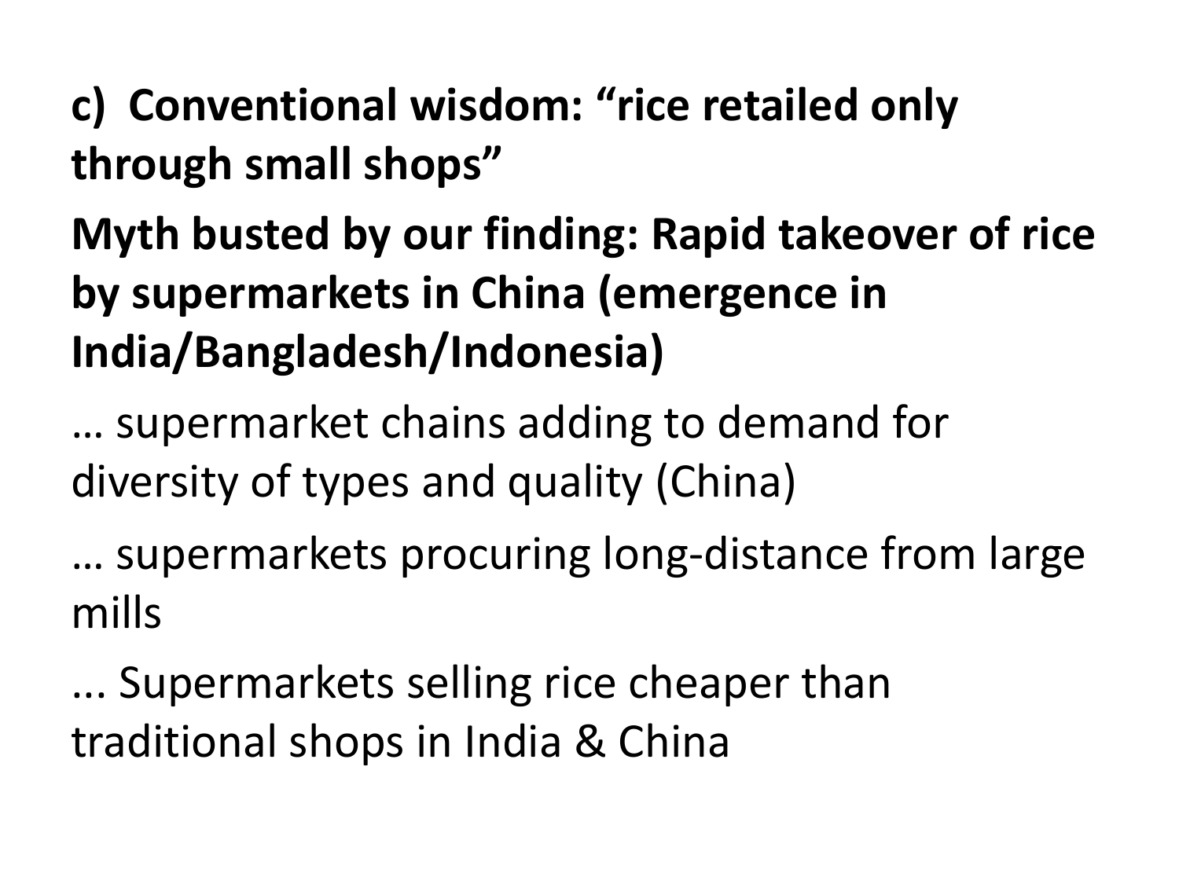**c) Conventional wisdom: “rice retailed only through small shops”**

**Myth busted by our finding: Rapid takeover of rice by supermarkets in China (emergence in India/Bangladesh/Indonesia)**

… supermarket chains adding to demand for diversity of types and quality (China)

… supermarkets procuring long-distance from large mills

... Supermarkets selling rice cheaper than traditional shops in India & China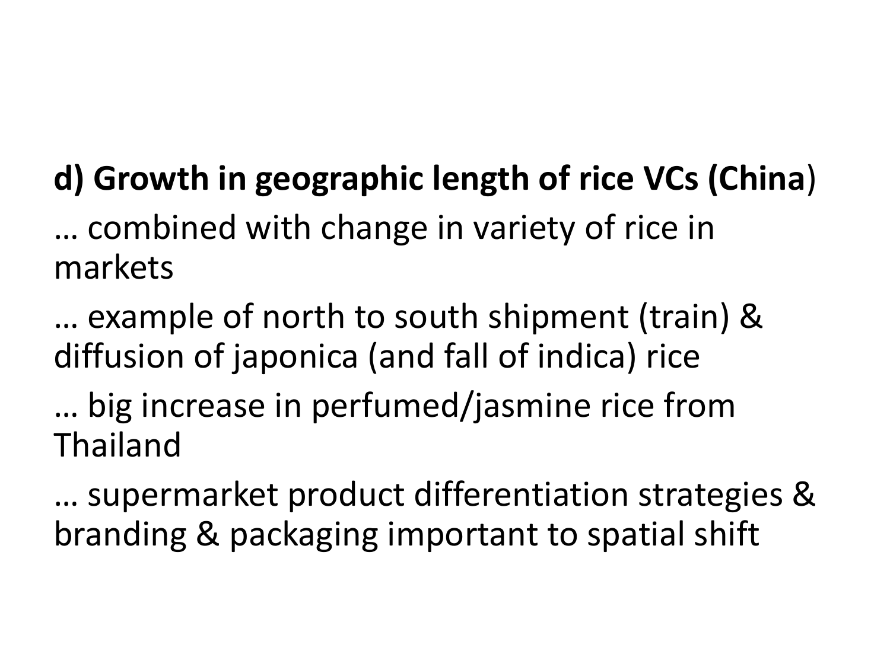**d) Growth in geographic length of rice VCs (China**)

… combined with change in variety of rice in markets

… example of north to south shipment (train) & diffusion of japonica (and fall of indica) rice

… big increase in perfumed/jasmine rice from Thailand

… supermarket product differentiation strategies & branding & packaging important to spatial shift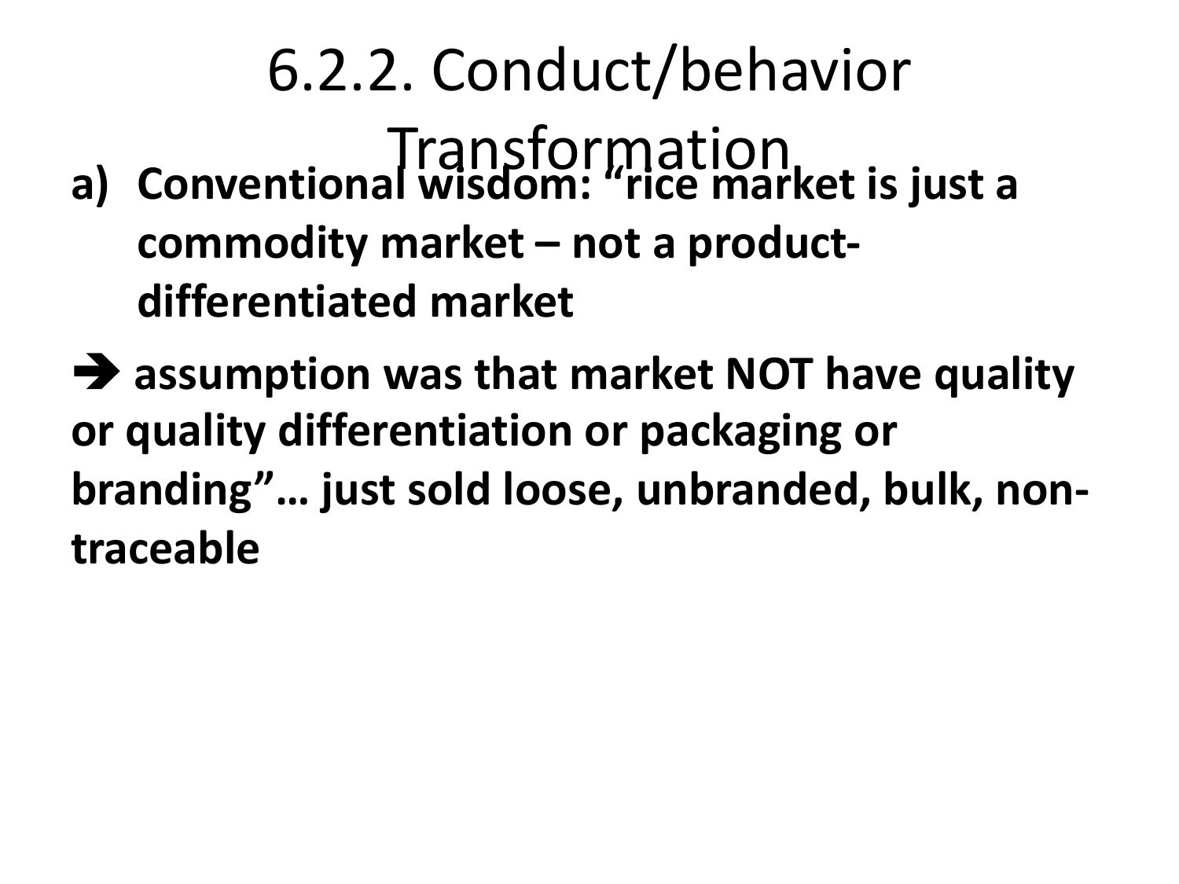# 6.2.2. Conduct/behavior Transformation

a) **Conventional wisdom: "rice market is just a commodity market – not a product-differentiated market**

**➔ assumption was that market NOT have quality or quality differentiation or packaging or branding"… just sold loose, unbranded, bulk, non-traceable**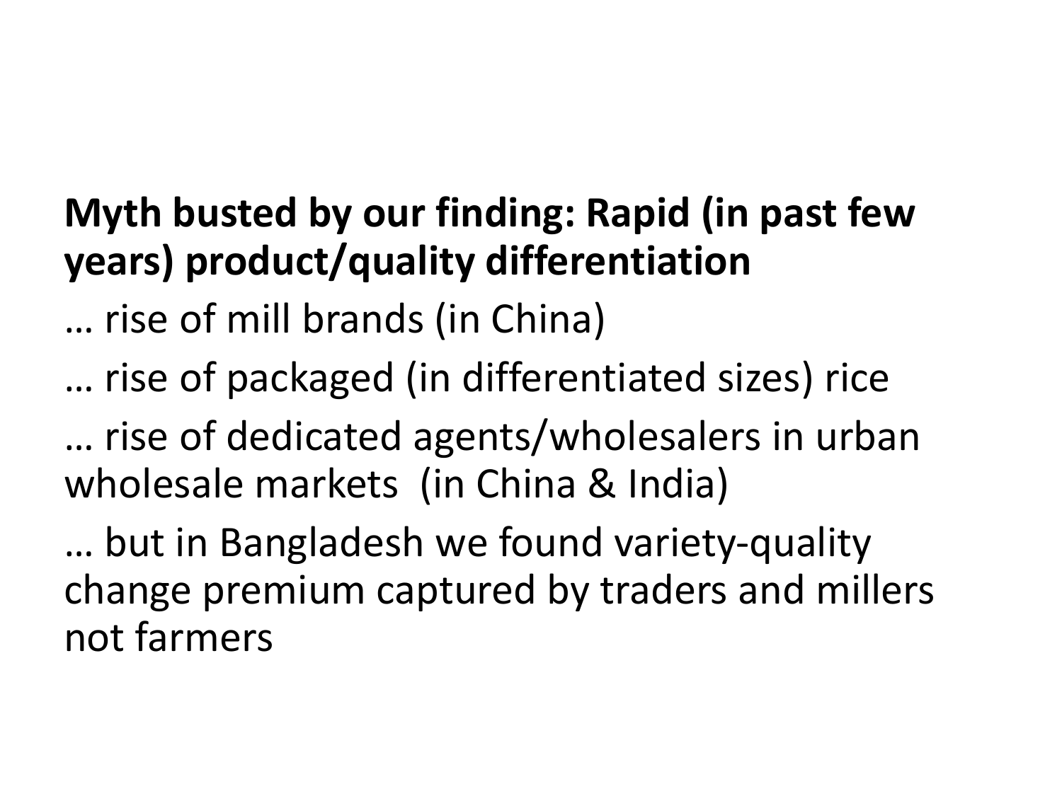**Myth busted by our finding: Rapid (in past few years) product/quality differentiation**

… rise of mill brands (in China)

… rise of packaged (in differentiated sizes) rice

… rise of dedicated agents/wholesalers in urban wholesale markets (in China & India)

… but in Bangladesh we found variety-quality change premium captured by traders and millers not farmers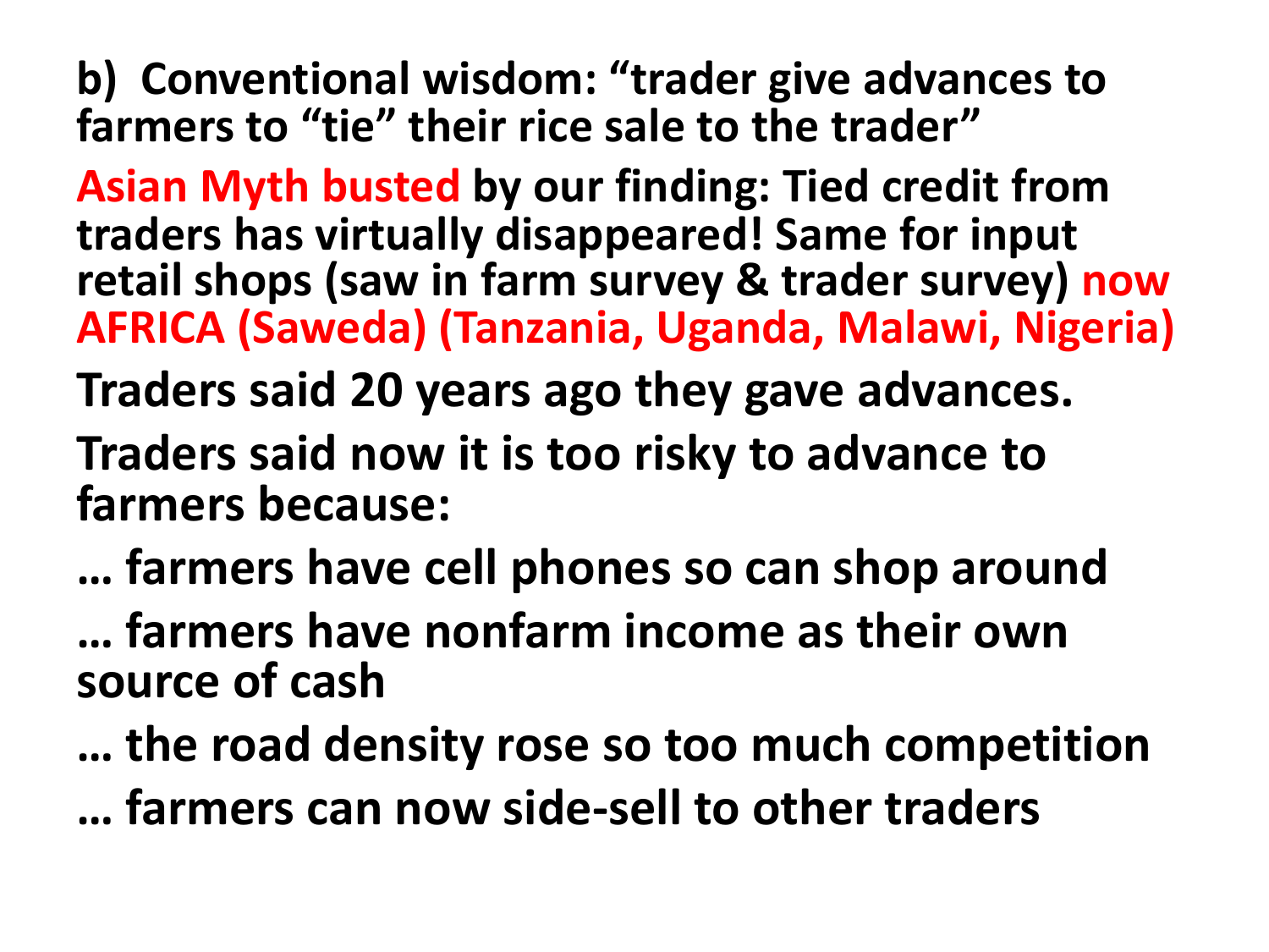**b) Conventional wisdom: "trader give advances to farmers to "tie" their rice sale to the trader"**

**Asian Myth busted by our finding: Tied credit from traders has virtually disappeared! Same for input retail shops (saw in farm survey & trader survey) now AFRICA (Saweda) (Tanzania, Uganda, Malawi, Nigeria)**

**Traders said 20 years ago they gave advances.**

**Traders said now it is too risky to advance to farmers because:**

**… farmers have cell phones so can shop around**

**… farmers have nonfarm income as their own source of cash**

**… the road density rose so too much competition**

**… farmers can now side-sell to other traders**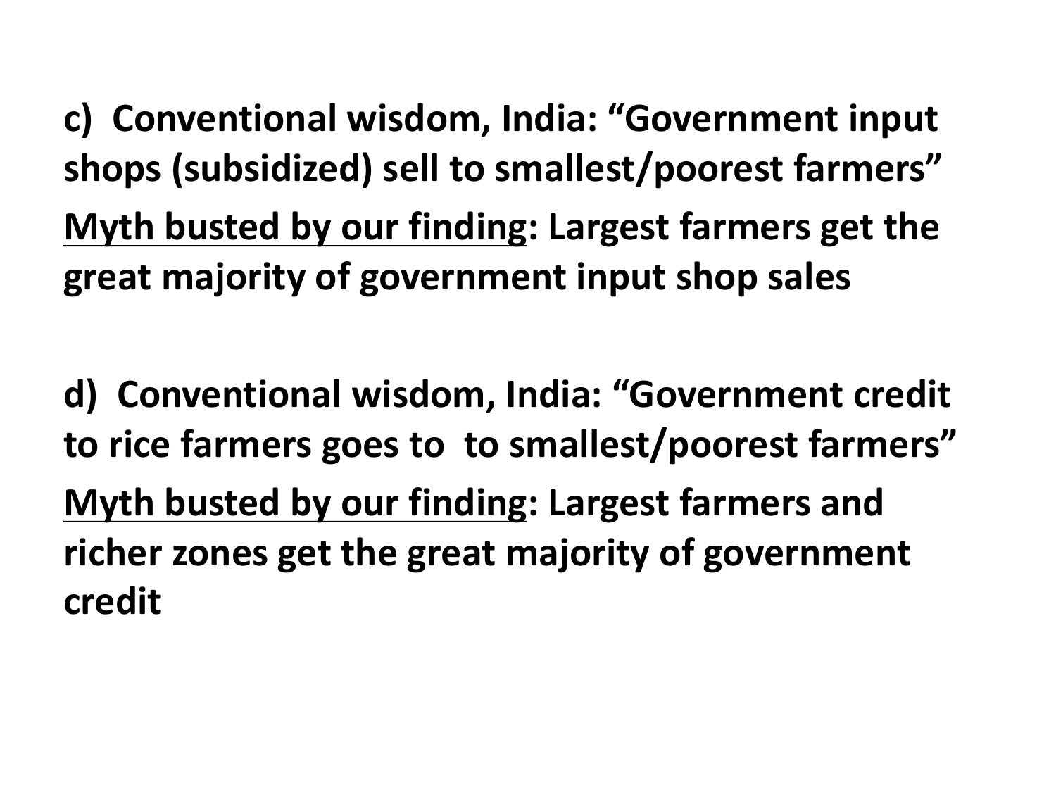**c) Conventional wisdom, India: “Government input shops (subsidized) sell to smallest/poorest farmers”**

**<u>Myth busted by our finding</u>: Largest farmers get the great majority of government input shop sales**

**d) Conventional wisdom, India: “Government credit to rice farmers goes to to smallest/poorest farmers”**

**<u>Myth busted by our finding</u>: Largest farmers and richer zones get the great majority of government credit**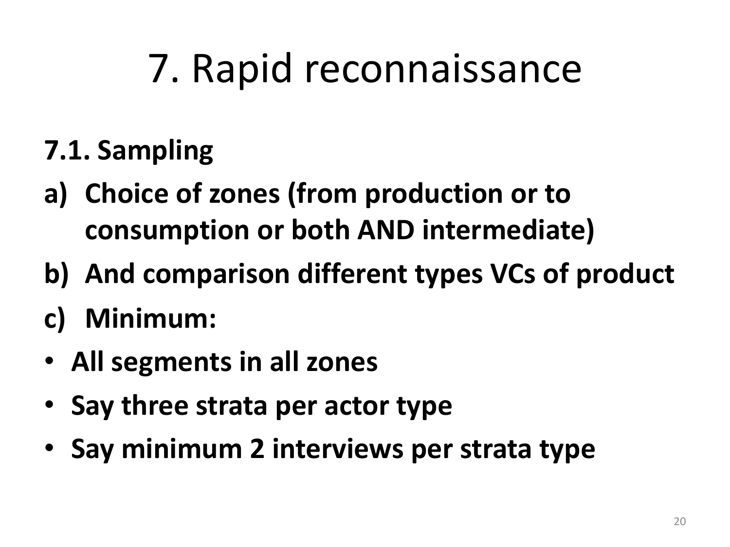# 7. Rapid reconnaissance

**7.1. Sampling**

**a) Choice of zones (from production or to consumption or both AND intermediate)**

**b) And comparison different types VCs of product**

**c) Minimum:**

- **All segments in all zones**
- **Say three strata per actor type**
- **Say minimum 2 interviews per strata type**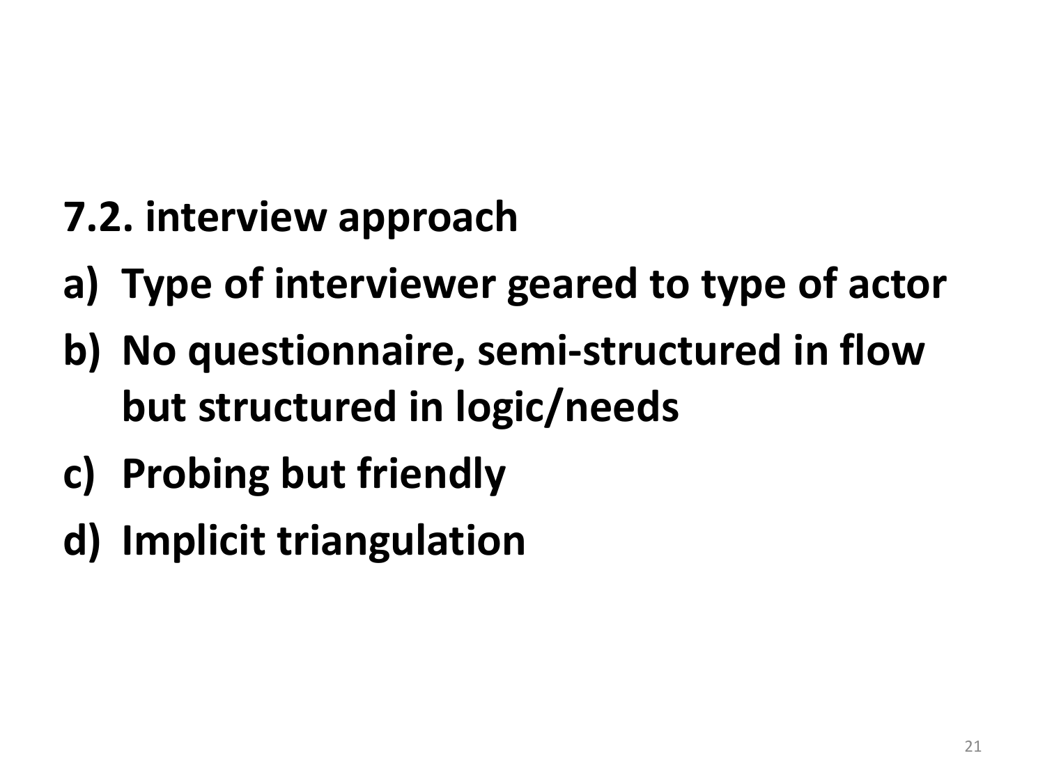## 7.2. interview approach

a) Type of interviewer geared to type of actor
b) No questionnaire, semi-structured in flow but structured in logic/needs
c) Probing but friendly
d) Implicit triangulation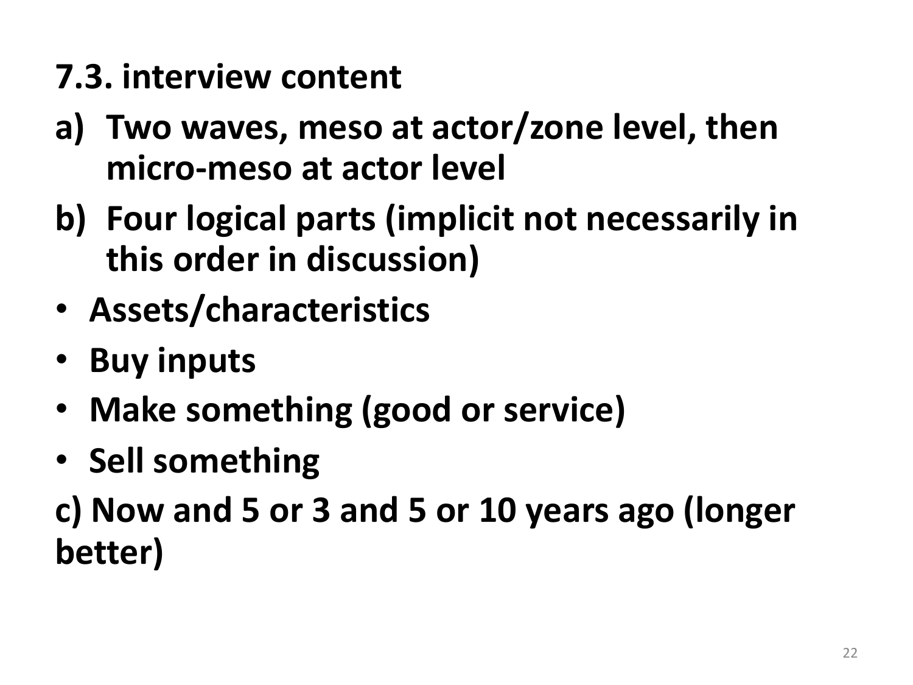## 7.3. interview content

a) Two waves, meso at actor/zone level, then micro-meso at actor level

b) Four logical parts (implicit not necessarily in this order in discussion)

- Assets/characteristics
- Buy inputs
- Make something (good or service)
- Sell something

c) Now and 5 or 3 and 5 or 10 years ago (longer better)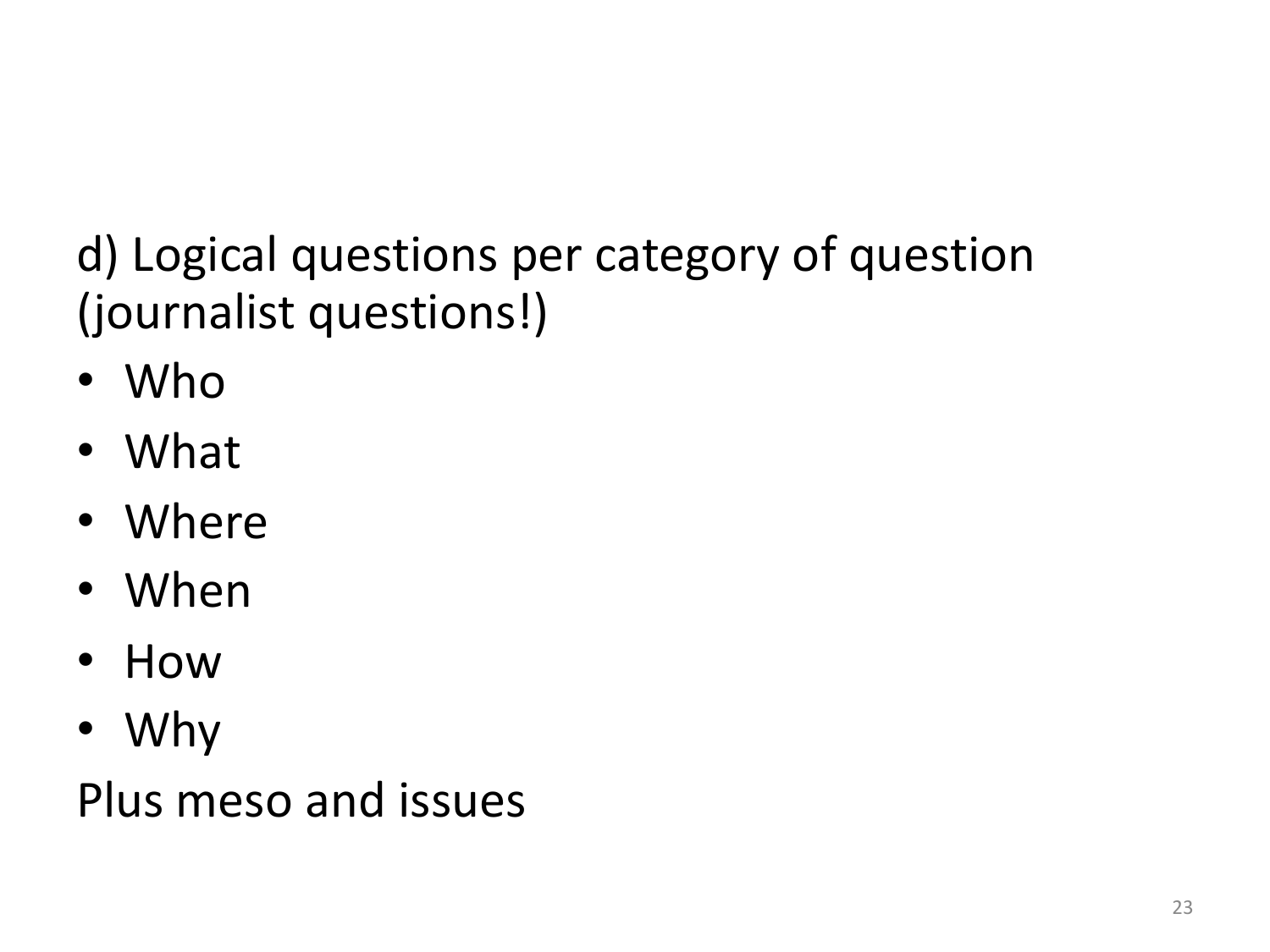d) Logical questions per category of question (journalist questions!)

- Who
- What
- Where
- When
- How
- Why

Plus meso and issues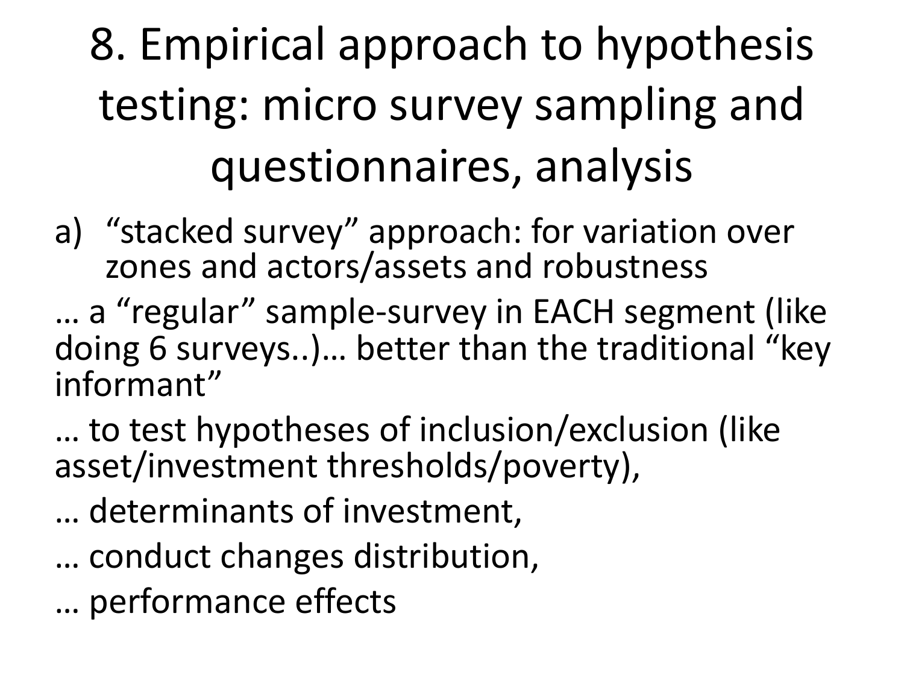# 8. Empirical approach to hypothesis testing: micro survey sampling and questionnaires, analysis

a) "stacked survey" approach: for variation over zones and actors/assets and robustness

… a "regular" sample-survey in EACH segment (like doing 6 surveys..)… better than the traditional "key informant"

… to test hypotheses of inclusion/exclusion (like asset/investment thresholds/poverty),

… determinants of investment,

… conduct changes distribution,

… performance effects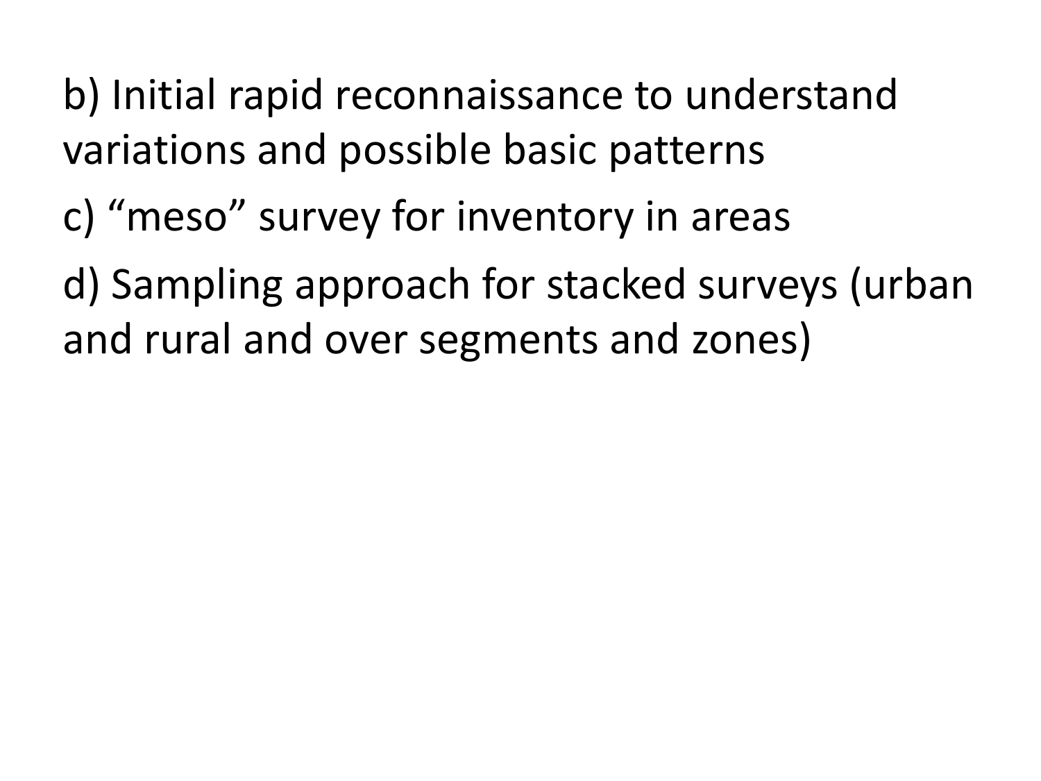b) Initial rapid reconnaissance to understand variations and possible basic patterns

c) “meso” survey for inventory in areas

d) Sampling approach for stacked surveys (urban and rural and over segments and zones)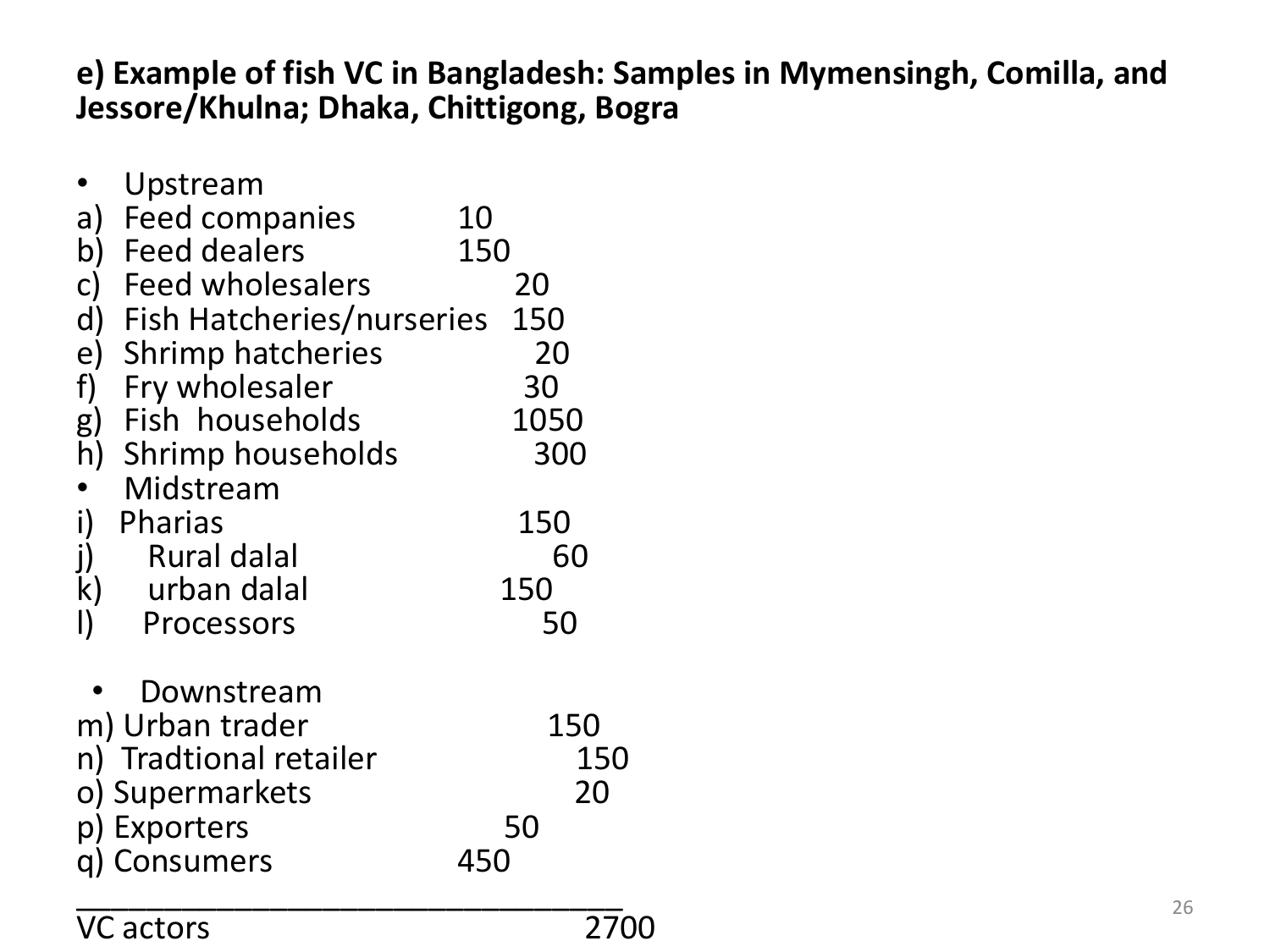**e) Example of fish VC in Bangladesh: Samples in Mymensingh, Comilla, and Jessore/Khulna; Dhaka, Chittigong, Bogra**

- Upstream

a) Feed companies 10
b) Feed dealers 150
c) Feed wholesalers 20
d) Fish Hatcheries/nurseries 150
e) Shrimp hatcheries 20
f) Fry wholesaler 30
g) Fish households 1050
h) Shrimp households 300

- Midstream

i) Pharias 150
j) Rural dalal 60
k) urban dalal 150
l) Processors 50

- Downstream

m) Urban trader 150
n) Tradtional retailer 150
o) Supermarkets 20
p) Exporters 50
q) Consumers 450

___________________________________

VC actors 2700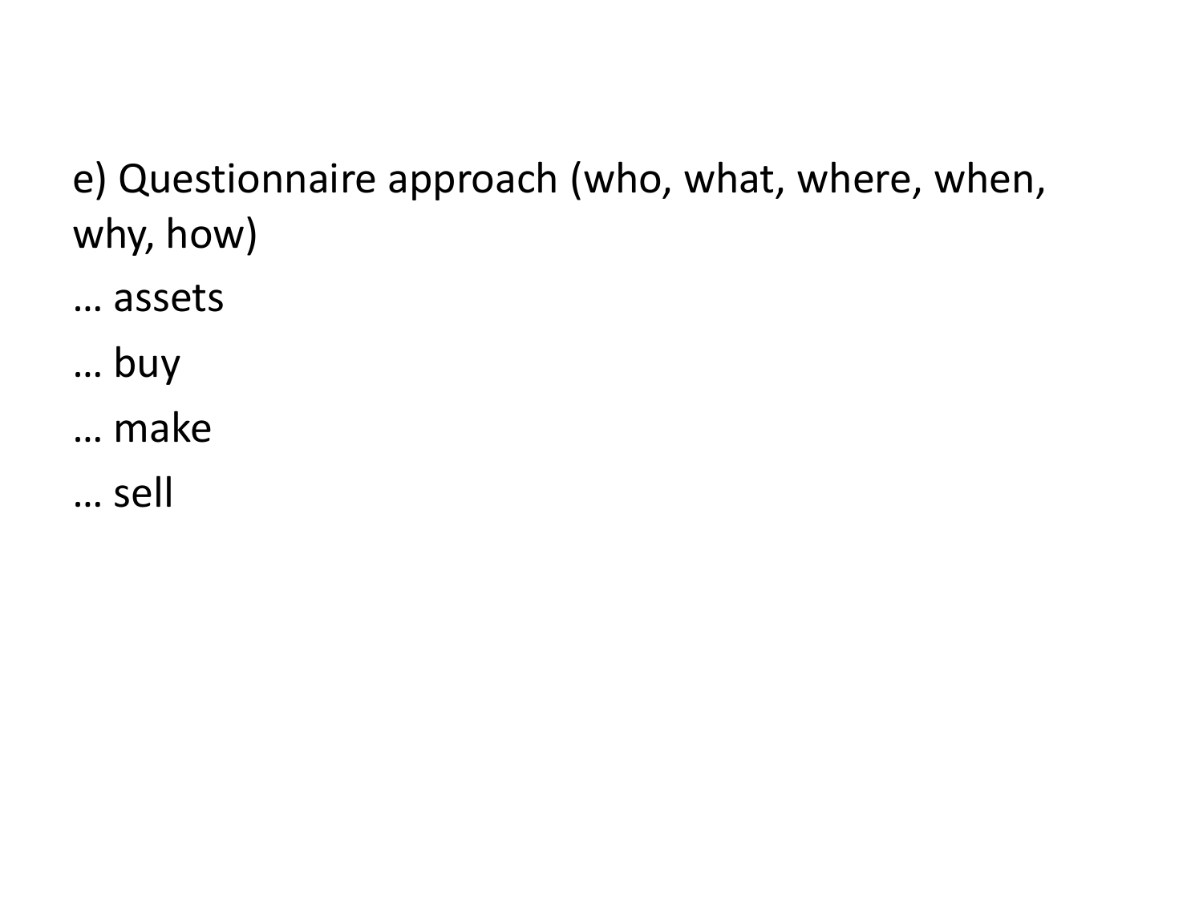e) Questionnaire approach (who, what, where, when, why, how)

… assets

… buy

… make

… sell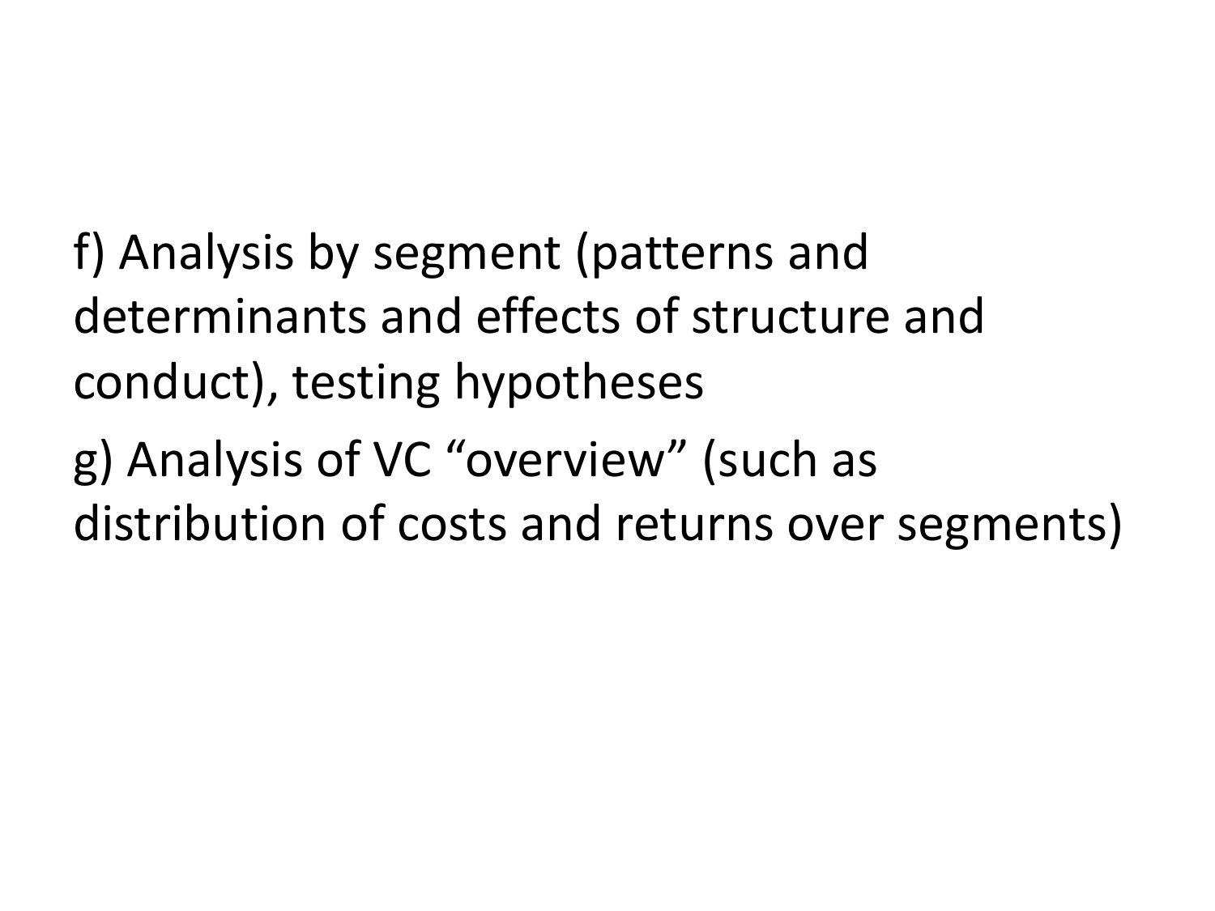f) Analysis by segment (patterns and determinants and effects of structure and conduct), testing hypotheses

g) Analysis of VC “overview” (such as distribution of costs and returns over segments)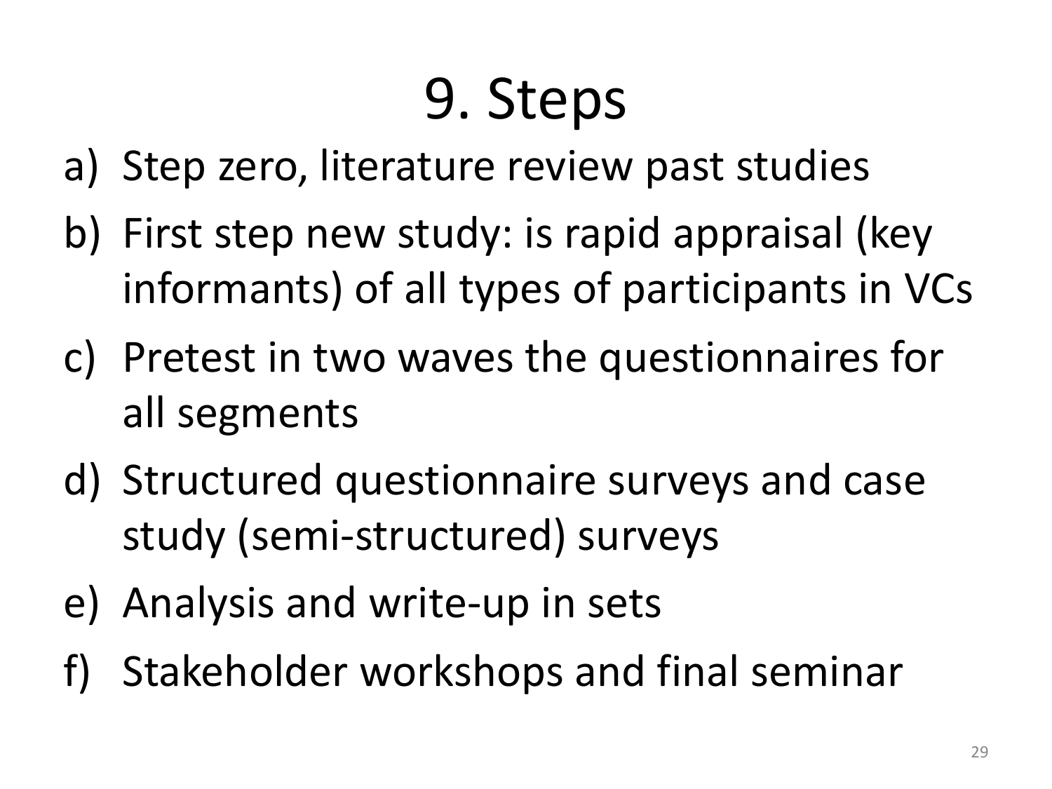# 9. Steps

a) Step zero, literature review past studies
b) First step new study: is rapid appraisal (key informants) of all types of participants in VCs
c) Pretest in two waves the questionnaires for all segments
d) Structured questionnaire surveys and case study (semi-structured) surveys
e) Analysis and write-up in sets
f) Stakeholder workshops and final seminar